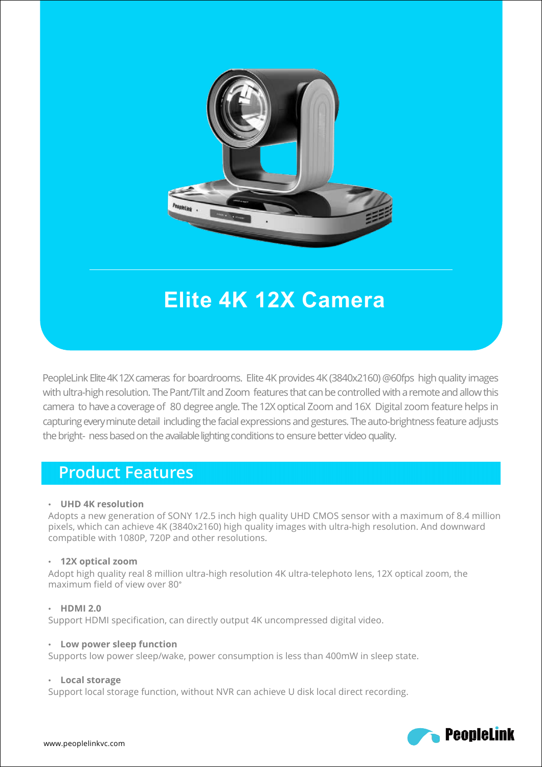# Elite 4K 12X Camera

PeopleLink Elite 4K 12X cameras for boardrooms. Elite 4K provides 4K (3840x2160) @60fps high quality images with ultra-high resolution. The Pant/Tilt and Zoom features that can be controlled with a remote and allow this camera to have a coverage of 80 degree angle. The 12X optical Zoom and 16X Digital zoom feature helps in capturing every minute detail including the facial expressions and gestures. The auto-brightness feature adjusts the bright- ness based on the available lighting conditions to ensure better video quality.

## Product Features

- **UHD 4K resolution**

  Adopts a new generation of SONY 1/2.5 inch high quality UHD CMOS sensor with a maximum of 8.4 million pixels, which can achieve 4K (3840x2160) high quality images with ultra-high resolution. And downward compatible with 1080P, 720P and other resolutions.

- **12X optical zoom**

  Adopt high quality real 8 million ultra-high resolution 4K ultra-telephoto lens, 12X optical zoom, the maximum field of view over 80°

- **HDMI 2.0**

  Support HDMI specification, can directly output 4K uncompressed digital video.

- **Low power sleep function**

  Supports low power sleep/wake, power consumption is less than 400mW in sleep state.

- **Local storage**

  Support local storage function, without NVR can achieve U disk local direct recording.

www.peoplelinkvc.com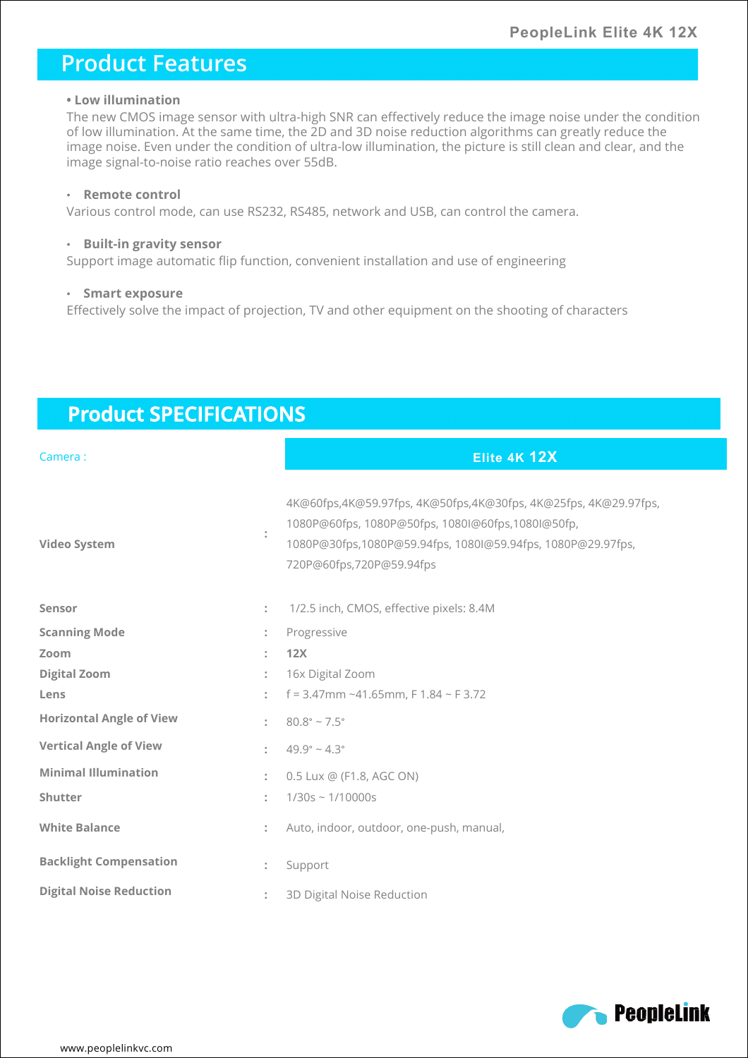## Product Features

- **Low illumination**

  The new CMOS image sensor with ultra-high SNR can effectively reduce the image noise under the condition of low illumination. At the same time, the 2D and 3D noise reduction algorithms can greatly reduce the image noise. Even under the condition of ultra-low illumination, the picture is still clean and clear, and the image signal-to-noise ratio reaches over 55dB.

- **Remote control**

  Various control mode, can use RS232, RS485, network and USB, can control the camera.

- **Built-in gravity sensor**

  Support image automatic flip function, convenient installation and use of engineering

- **Smart exposure**

  Effectively solve the impact of projection, TV and other equipment on the shooting of characters

## Product SPECIFICATIONS

| Camera : | Elite 4K 12X |
|---|---|
| **Video System** | 4K@60fps,4K@59.97fps, 4K@50fps,4K@30fps, 4K@25fps, 4K@29.97fps, 1080P@60fps, 1080P@50fps, 1080I@60fps,1080I@50fp, 1080P@30fps,1080P@59.94fps, 1080I@59.94fps, 1080P@29.97fps, 720P@60fps,720P@59.94fps |
| **Sensor** | 1/2.5 inch, CMOS, effective pixels: 8.4M |
| **Scanning Mode** | Progressive |
| **Zoom** | **12X** |
| **Digital Zoom** | 16x Digital Zoom |
| **Lens** | f = 3.47mm ~41.65mm, F 1.84 ~ F 3.72 |
| **Horizontal Angle of View** | 80.8° ~ 7.5° |
| **Vertical Angle of View** | 49.9° ~ 4.3° |
| **Minimal Illumination** | 0.5 Lux @ (F1.8, AGC ON) |
| **Shutter** | 1/30s ~ 1/10000s |
| **White Balance** | Auto, indoor, outdoor, one-push, manual, |
| **Backlight Compensation** | Support |
| **Digital Noise Reduction** | 3D Digital Noise Reduction |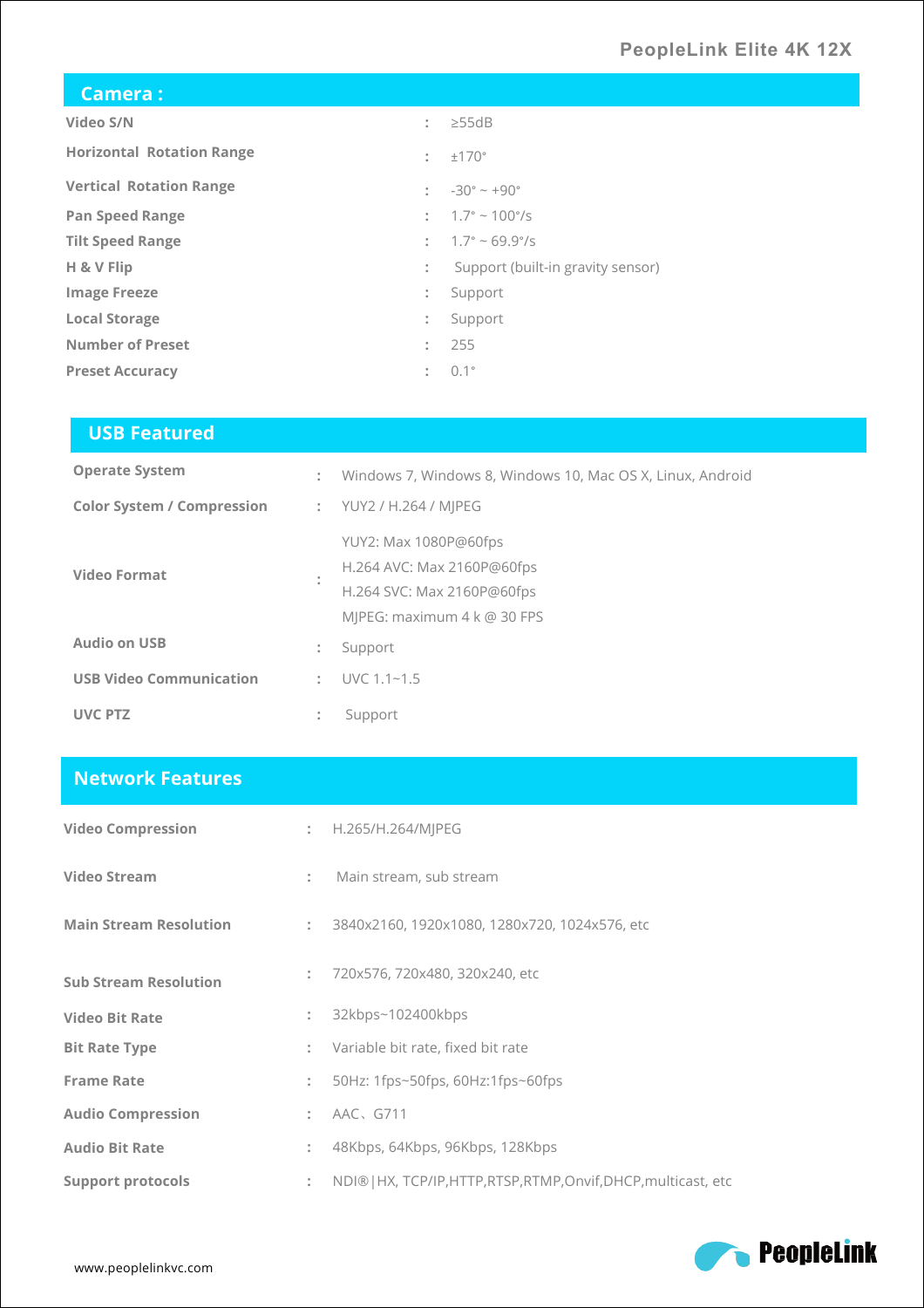## Camera :

| | |
|---|---|
| **Video S/N** | ≥55dB |
| **Horizontal Rotation Range** | ±170° |
| **Vertical Rotation Range** | -30° ~ +90° |
| **Pan Speed Range** | 1.7° ~ 100°/s |
| **Tilt Speed Range** | 1.7° ~ 69.9°/s |
| **H & V Flip** | Support (built-in gravity sensor) |
| **Image Freeze** | Support |
| **Local Storage** | Support |
| **Number of Preset** | 255 |
| **Preset Accuracy** | 0.1° |

## USB Featured

| | |
|---|---|
| **Operate System** | Windows 7, Windows 8, Windows 10, Mac OS X, Linux, Android |
| **Color System / Compression** | YUY2 / H.264 / MJPEG |
| **Video Format** | YUY2: Max 1080P@60fps<br>H.264 AVC: Max 2160P@60fps<br>H.264 SVC: Max 2160P@60fps<br>MJPEG: maximum 4 k @ 30 FPS |
| **Audio on USB** | Support |
| **USB Video Communication** | UVC 1.1~1.5 |
| **UVC PTZ** | Support |

## Network Features

| | |
|---|---|
| **Video Compression** | H.265/H.264/MJPEG |
| **Video Stream** | Main stream, sub stream |
| **Main Stream Resolution** | 3840x2160, 1920x1080, 1280x720, 1024x576, etc |
| **Sub Stream Resolution** | 720x576, 720x480, 320x240, etc |
| **Video Bit Rate** | 32kbps~102400kbps |
| **Bit Rate Type** | Variable bit rate, fixed bit rate |
| **Frame Rate** | 50Hz: 1fps~50fps, 60Hz:1fps~60fps |
| **Audio Compression** | AAC、G711 |
| **Audio Bit Rate** | 48Kbps, 64Kbps, 96Kbps, 128Kbps |
| **Support protocols** | NDI®\|HX, TCP/IP,HTTP,RTSP,RTMP,Onvif,DHCP,multicast, etc |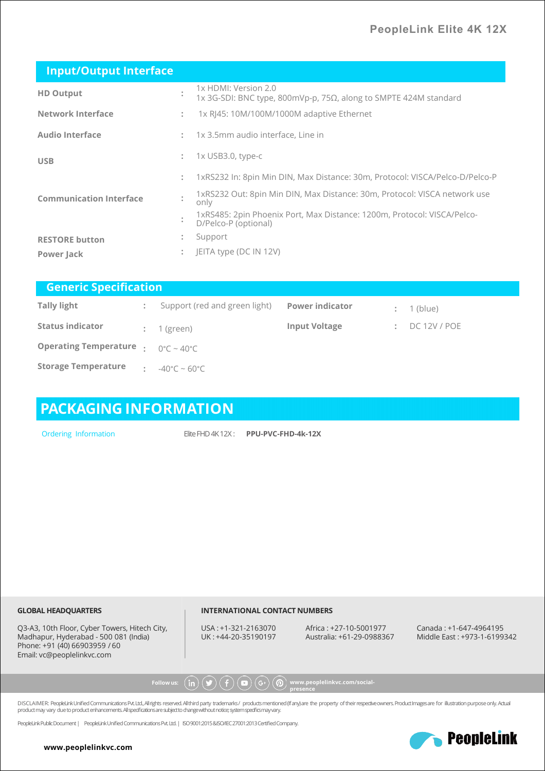## Input/Output Interface

| | | |
|---|---|---|
| **HD Output** | : | 1x HDMI: Version 2.0<br>1x 3G-SDI: BNC type, 800mVp-p, 75Ω, along to SMPTE 424M standard |
| **Network Interface** | : | 1x RJ45: 10M/100M/1000M adaptive Ethernet |
| **Audio Interface** | : | 1x 3.5mm audio interface, Line in |
| **USB** | : | 1x USB3.0, type-c |
| **Communication Interface** | : | 1xRS232 In: 8pin Min DIN, Max Distance: 30m, Protocol: VISCA/Pelco-D/Pelco-P |
| | : | 1xRS232 Out: 8pin Min DIN, Max Distance: 30m, Protocol: VISCA network use only |
| | : | 1xRS485: 2pin Phoenix Port, Max Distance: 1200m, Protocol: VISCA/Pelco-D/Pelco-P (optional) |
| **RESTORE button** | : | Support |
| **Power Jack** | : | JEITA type (DC IN 12V) |

## Generic Specification

| | | | | | |
|---|---|---|---|---|---|
| **Tally light** | : | Support (red and green light) | **Power indicator** | : | 1 (blue) |
| **Status indicator** | : | 1 (green) | **Input Voltage** | : | DC 12V / POE |
| **Operating Temperature** | : | 0°C ~ 40°C | | | |
| **Storage Temperature** | : | -40°C ~ 60°C | | | |

# PACKAGING INFORMATION

Ordering Information — Elite FHD 4K 12X : **PPU-PVC-FHD-4k-12X**

**GLOBAL HEADQUARTERS**

Q3-A3, 10th Floor, Cyber Towers, Hitech City,
Madhapur, Hyderabad - 500 081 (India)
Phone: +91 (40) 66903959 / 60
Email: vc@peoplelinkvc.com

**INTERNATIONAL CONTACT NUMBERS**

USA : +1-321-2163070
UK : +44-20-35190197
Africa : +27-10-5001977
Australia: +61-29-0988367
Canada : +1-647-4964195
Middle East : +973-1-6199342

Follow us: www.peoplelinkvc.com/social-presence

DISCLAIMER: PeopleLink Unified Communications Pvt. Ltd., All rights reserved. All third party trademarks / products mentioned (If any) are the property of their respective owners. Product Images are for illustration purpose only. Actual product may vary due to product enhancements. All specifications are subject to change without notice; system specifics may vary.

PeopleLink Public Document | PeopleLink Unified Communications Pvt. Ltd. | ISO 9001:2015 & ISO/IEC 27001:2013 Certified Company.

www.peoplelinkvc.com

PeopleLink